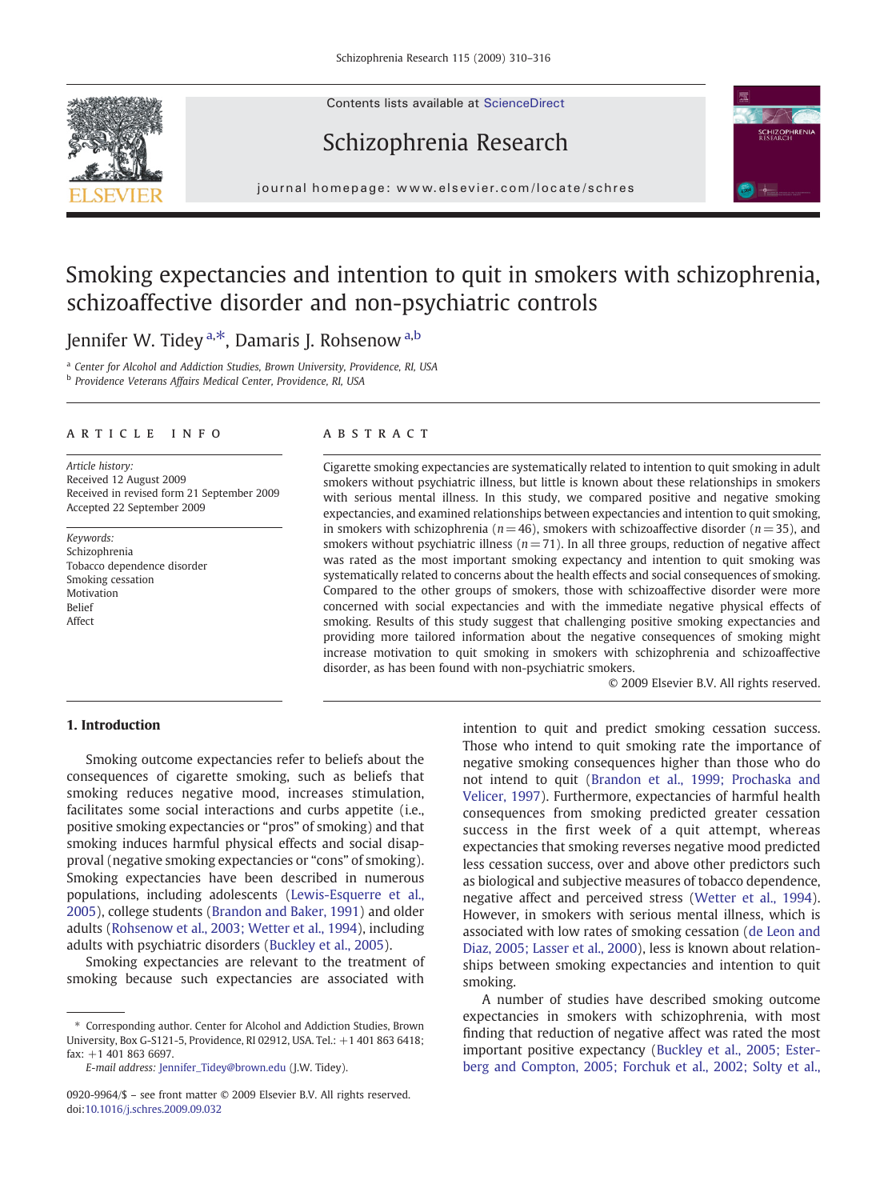# Smoking expectancies and intention to quit in smokers with schizophrenia, schizoaffective disorder and non-psychiatric controls

Jennifer W. Tidey [a,*], Damaris J. Rohsenow [a,b]

[a] Center for Alcohol and Addiction Studies, Brown University, Providence, RI, USA
[b] Providence Veterans Affairs Medical Center, Providence, RI, USA

## ARTICLE INFO

*Article history:*
Received 12 August 2009
Received in revised form 21 September 2009
Accepted 22 September 2009

*Keywords:*
Schizophrenia
Tobacco dependence disorder
Smoking cessation
Motivation
Belief
Affect

## ABSTRACT

Cigarette smoking expectancies are systematically related to intention to quit smoking in adult smokers without psychiatric illness, but little is known about these relationships in smokers with serious mental illness. In this study, we compared positive and negative smoking expectancies, and examined relationships between expectancies and intention to quit smoking, in smokers with schizophrenia ($n=46$), smokers with schizoaffective disorder ($n=35$), and smokers without psychiatric illness ($n=71$). In all three groups, reduction of negative affect was rated as the most important smoking expectancy and intention to quit smoking was systematically related to concerns about the health effects and social consequences of smoking. Compared to the other groups of smokers, those with schizoaffective disorder were more concerned with social expectancies and with the immediate negative physical effects of smoking. Results of this study suggest that challenging positive smoking expectancies and providing more tailored information about the negative consequences of smoking might increase motivation to quit smoking in smokers with schizophrenia and schizoaffective disorder, as has been found with non-psychiatric smokers.

© 2009 Elsevier B.V. All rights reserved.

## 1. Introduction

Smoking outcome expectancies refer to beliefs about the consequences of cigarette smoking, such as beliefs that smoking reduces negative mood, increases stimulation, facilitates some social interactions and curbs appetite (i.e., positive smoking expectancies or "pros" of smoking) and that smoking induces harmful physical effects and social disapproval (negative smoking expectancies or "cons" of smoking). Smoking expectancies have been described in numerous populations, including adolescents (Lewis-Esquerre et al., 2005), college students (Brandon and Baker, 1991) and older adults (Rohsenow et al., 2003; Wetter et al., 1994), including adults with psychiatric disorders (Buckley et al., 2005).

Smoking expectancies are relevant to the treatment of smoking because such expectancies are associated with intention to quit and predict smoking cessation success. Those who intend to quit smoking rate the importance of negative smoking consequences higher than those who do not intend to quit (Brandon et al., 1999; Prochaska and Velicer, 1997). Furthermore, expectancies of harmful health consequences from smoking predicted greater cessation success in the first week of a quit attempt, whereas expectancies that smoking reverses negative mood predicted less cessation success, over and above other predictors such as biological and subjective measures of tobacco dependence, negative affect and perceived stress (Wetter et al., 1994). However, in smokers with serious mental illness, which is associated with low rates of smoking cessation (de Leon and Diaz, 2005; Lasser et al., 2000), less is known about relationships between smoking expectancies and intention to quit smoking.

A number of studies have described smoking outcome expectancies in smokers with schizophrenia, with most finding that reduction of negative affect was rated the most important positive expectancy (Buckley et al., 2005; Esterberg and Compton, 2005; Forchuk et al., 2002; Solty et al.,

* Corresponding author. Center for Alcohol and Addiction Studies, Brown University, Box G-S121-5, Providence, RI 02912, USA. Tel.: +1 401 863 6418; fax: +1 401 863 6697.
*E-mail address:* Jennifer_Tidey@brown.edu (J.W. Tidey).

0920-9964/$ – see front matter © 2009 Elsevier B.V. All rights reserved.
doi:10.1016/j.schres.2009.09.032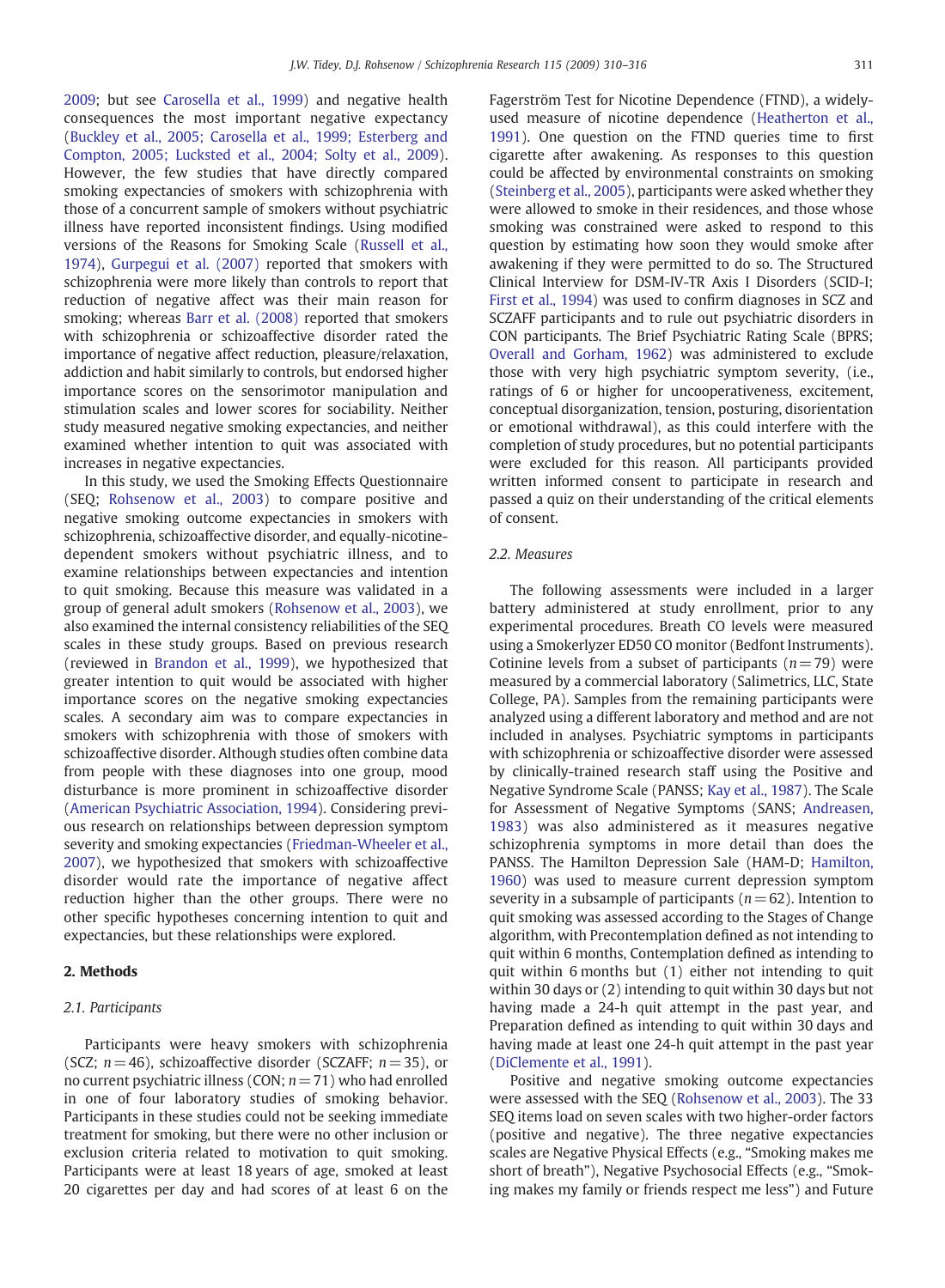2009; but see Carosella et al., 1999) and negative health consequences the most important negative expectancy (Buckley et al., 2005; Carosella et al., 1999; Esterberg and Compton, 2005; Lucksted et al., 2004; Solty et al., 2009). However, the few studies that have directly compared smoking expectancies of smokers with schizophrenia with those of a concurrent sample of smokers without psychiatric illness have reported inconsistent findings. Using modified versions of the Reasons for Smoking Scale (Russell et al., 1974), Gurpegui et al. (2007) reported that smokers with schizophrenia were more likely than controls to report that reduction of negative affect was their main reason for smoking; whereas Barr et al. (2008) reported that smokers with schizophrenia or schizoaffective disorder rated the importance of negative affect reduction, pleasure/relaxation, addiction and habit similarly to controls, but endorsed higher importance scores on the sensorimotor manipulation and stimulation scales and lower scores for sociability. Neither study measured negative smoking expectancies, and neither examined whether intention to quit was associated with increases in negative expectancies.

In this study, we used the Smoking Effects Questionnaire (SEQ; Rohsenow et al., 2003) to compare positive and negative smoking outcome expectancies in smokers with schizophrenia, schizoaffective disorder, and equally-nicotine-dependent smokers without psychiatric illness, and to examine relationships between expectancies and intention to quit smoking. Because this measure was validated in a group of general adult smokers (Rohsenow et al., 2003), we also examined the internal consistency reliabilities of the SEQ scales in these study groups. Based on previous research (reviewed in Brandon et al., 1999), we hypothesized that greater intention to quit would be associated with higher importance scores on the negative smoking expectancies scales. A secondary aim was to compare expectancies in smokers with schizophrenia with those of smokers with schizoaffective disorder. Although studies often combine data from people with these diagnoses into one group, mood disturbance is more prominent in schizoaffective disorder (American Psychiatric Association, 1994). Considering previous research on relationships between depression symptom severity and smoking expectancies (Friedman-Wheeler et al., 2007), we hypothesized that smokers with schizoaffective disorder would rate the importance of negative affect reduction higher than the other groups. There were no other specific hypotheses concerning intention to quit and expectancies, but these relationships were explored.

## 2. Methods

### 2.1. Participants

Participants were heavy smokers with schizophrenia (SCZ; $n=46$), schizoaffective disorder (SCZAFF; $n=35$), or no current psychiatric illness (CON; $n=71$) who had enrolled in one of four laboratory studies of smoking behavior. Participants in these studies could not be seeking immediate treatment for smoking, but there were no other inclusion or exclusion criteria related to motivation to quit smoking. Participants were at least 18 years of age, smoked at least 20 cigarettes per day and had scores of at least 6 on the Fagerström Test for Nicotine Dependence (FTND), a widely-used measure of nicotine dependence (Heatherton et al., 1991). One question on the FTND queries time to first cigarette after awakening. As responses to this question could be affected by environmental constraints on smoking (Steinberg et al., 2005), participants were asked whether they were allowed to smoke in their residences, and those whose smoking was constrained were asked to respond to this question by estimating how soon they would smoke after awakening if they were permitted to do so. The Structured Clinical Interview for DSM-IV-TR Axis I Disorders (SCID-I; First et al., 1994) was used to confirm diagnoses in SCZ and SCZAFF participants and to rule out psychiatric disorders in CON participants. The Brief Psychiatric Rating Scale (BPRS; Overall and Gorham, 1962) was administered to exclude those with very high psychiatric symptom severity, (i.e., ratings of 6 or higher for uncooperativeness, excitement, conceptual disorganization, tension, posturing, disorientation or emotional withdrawal), as this could interfere with the completion of study procedures, but no potential participants were excluded for this reason. All participants provided written informed consent to participate in research and passed a quiz on their understanding of the critical elements of consent.

### 2.2. Measures

The following assessments were included in a larger battery administered at study enrollment, prior to any experimental procedures. Breath CO levels were measured using a Smokerlyzer ED50 CO monitor (Bedfont Instruments). Cotinine levels from a subset of participants ($n=79$) were measured by a commercial laboratory (Salimetrics, LLC, State College, PA). Samples from the remaining participants were analyzed using a different laboratory and method and are not included in analyses. Psychiatric symptoms in participants with schizophrenia or schizoaffective disorder were assessed by clinically-trained research staff using the Positive and Negative Syndrome Scale (PANSS; Kay et al., 1987). The Scale for Assessment of Negative Symptoms (SANS; Andreasen, 1983) was also administered as it measures negative schizophrenia symptoms in more detail than does the PANSS. The Hamilton Depression Sale (HAM-D; Hamilton, 1960) was used to measure current depression symptom severity in a subsample of participants ($n=62$). Intention to quit smoking was assessed according to the Stages of Change algorithm, with Precontemplation defined as not intending to quit within 6 months, Contemplation defined as intending to quit within 6 months but (1) either not intending to quit within 30 days or (2) intending to quit within 30 days but not having made a 24-h quit attempt in the past year, and Preparation defined as intending to quit within 30 days and having made at least one 24-h quit attempt in the past year (DiClemente et al., 1991).

Positive and negative smoking outcome expectancies were assessed with the SEQ (Rohsenow et al., 2003). The 33 SEQ items load on seven scales with two higher-order factors (positive and negative). The three negative expectancies scales are Negative Physical Effects (e.g., "Smoking makes me short of breath"), Negative Psychosocial Effects (e.g., "Smoking makes my family or friends respect me less") and Future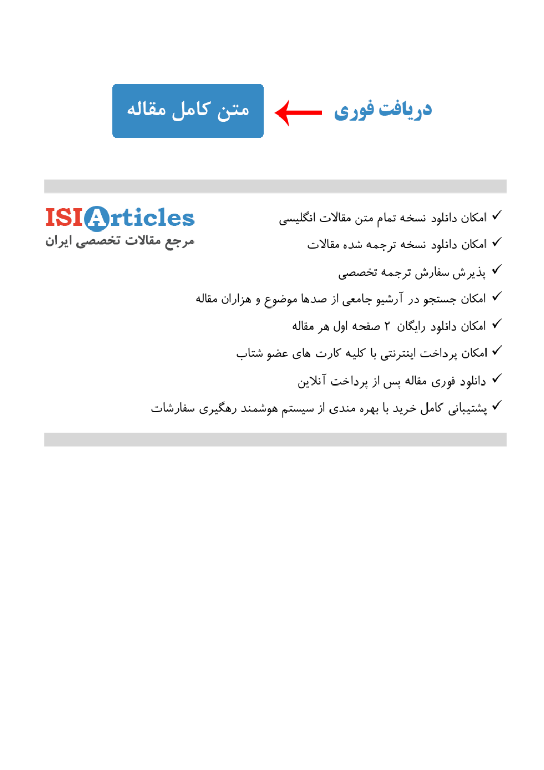دریافت فوری ← متن کامل مقاله

**ISIArticles**
مرجع مقالات تخصصی ایران

- ✓ امکان دانلود نسخه تمام متن مقالات انگلیسی
- ✓ امکان دانلود نسخه ترجمه شده مقالات
- ✓ پذیرش سفارش ترجمه تخصصی
- ✓ امکان جستجو در آرشیو جامعی از صدها موضوع و هزاران مقاله
- ✓ امکان دانلود رایگان ۲ صفحه اول هر مقاله
- ✓ امکان پرداخت اینترنتی با کلیه کارت های عضو شتاب
- ✓ دانلود فوری مقاله پس از پرداخت آنلاین
- ✓ پشتیبانی کامل خرید با بهره مندی از سیستم هوشمند رهگیری سفارشات